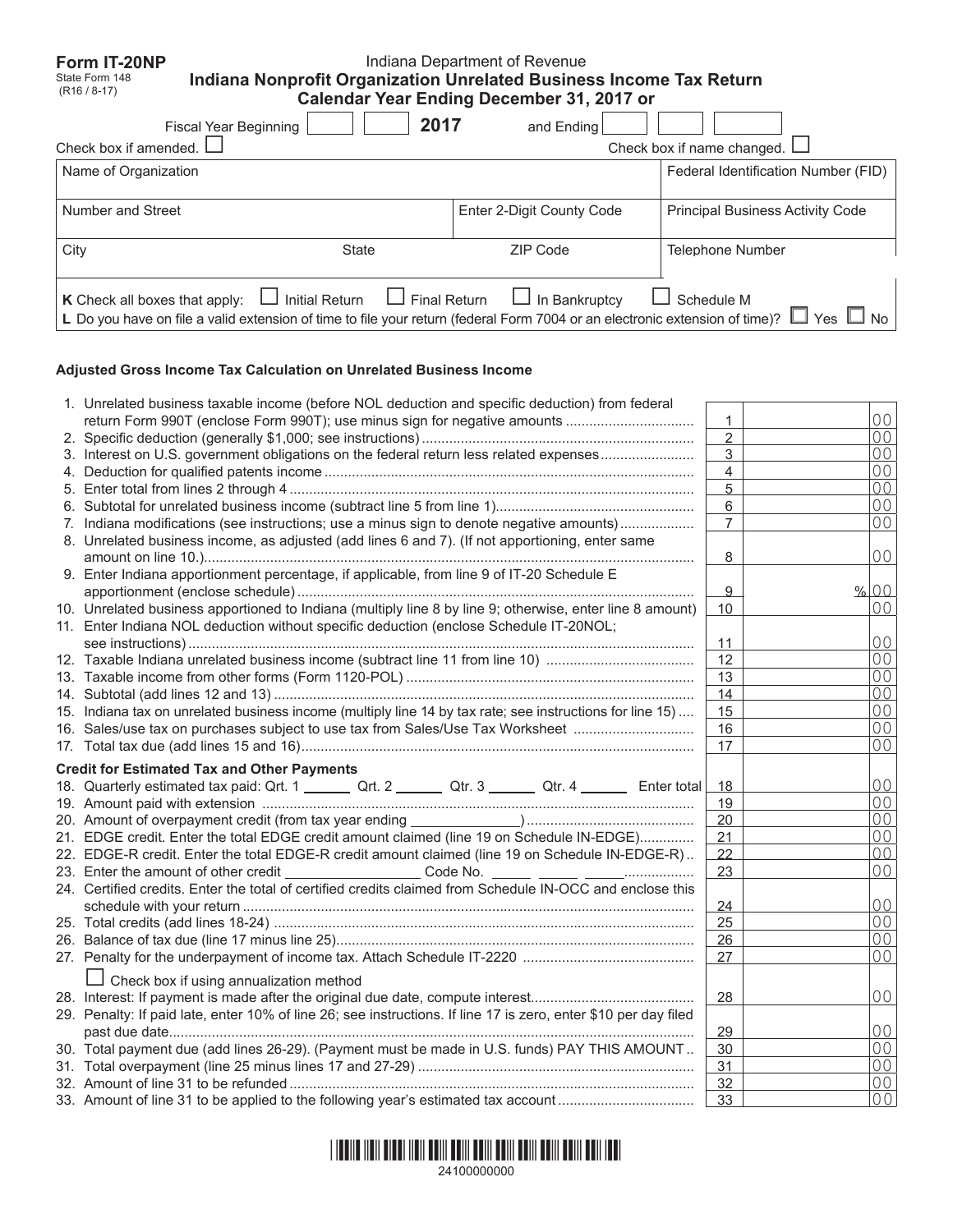**Form IT-20NP**
State Form 148
(R16 / 8-17)

Indiana Department of Revenue

# Indiana Nonprofit Organization Unrelated Business Income Tax Return

## Calendar Year Ending December 31, 2017 or

Fiscal Year Beginning ______ ______ **2017** and Ending ______ ______ ______

Check box if amended. ☐ Check box if name changed. ☐

| Name of Organization | | Federal Identification Number (FID) |
|---|---|---|
| Number and Street | Enter 2-Digit County Code | Principal Business Activity Code |
| City State | ZIP Code | Telephone Number |

**K** Check all boxes that apply: ☐ Initial Return ☐ Final Return ☐ In Bankruptcy ☐ Schedule M

**L** Do you have on file a valid extension of time to file your return (federal Form 7004 or an electronic extension of time)? ☐ Yes ☐ No

### Adjusted Gross Income Tax Calculation on Unrelated Business Income

| | | Line | Amount |
|---|---|---|---|
| 1. | Unrelated business taxable income (before NOL deduction and specific deduction) from federal return Form 990T (enclose Form 990T); use minus sign for negative amounts | 1 | 00 |
| 2. | Specific deduction (generally $1,000; see instructions) | 2 | 00 |
| 3. | Interest on U.S. government obligations on the federal return less related expenses | 3 | 00 |
| 4. | Deduction for qualified patents income | 4 | 00 |
| 5. | Enter total from lines 2 through 4 | 5 | 00 |
| 6. | Subtotal for unrelated business income (subtract line 5 from line 1) | 6 | 00 |
| 7. | Indiana modifications (see instructions; use a minus sign to denote negative amounts) | 7 | 00 |
| 8. | Unrelated business income, as adjusted (add lines 6 and 7). (If not apportioning, enter same amount on line 10.) | 8 | 00 |
| 9. | Enter Indiana apportionment percentage, if applicable, from line 9 of IT-20 Schedule E apportionment (enclose schedule) | 9 | % 00 |
| 10. | Unrelated business apportioned to Indiana (multiply line 8 by line 9; otherwise, enter line 8 amount) | 10 | 00 |
| 11. | Enter Indiana NOL deduction without specific deduction (enclose Schedule IT-20NOL; see instructions) | 11 | 00 |
| 12. | Taxable Indiana unrelated business income (subtract line 11 from line 10) | 12 | 00 |
| 13. | Taxable income from other forms (Form 1120-POL) | 13 | 00 |
| 14. | Subtotal (add lines 12 and 13) | 14 | 00 |
| 15. | Indiana tax on unrelated business income (multiply line 14 by tax rate; see instructions for line 15) | 15 | 00 |
| 16. | Sales/use tax on purchases subject to use tax from Sales/Use Tax Worksheet | 16 | 00 |
| 17. | Total tax due (add lines 15 and 16) | 17 | 00 |

### Credit for Estimated Tax and Other Payments

| | | Line | Amount |
|---|---|---|---|
| 18. | Quarterly estimated tax paid: Qrt. 1 ______ Qrt. 2 ______ Qtr. 3 ______ Qtr. 4 ______ Enter total | 18 | 00 |
| 19. | Amount paid with extension | 19 | 00 |
| 20. | Amount of overpayment credit (from tax year ending ______________) | 20 | 00 |
| 21. | EDGE credit. Enter the total EDGE credit amount claimed (line 19 on Schedule IN-EDGE) | 21 | 00 |
| 22. | EDGE-R credit. Enter the total EDGE-R credit amount claimed (line 19 on Schedule IN-EDGE-R) | 22 | 00 |
| 23. | Enter the amount of other credit ________________ Code No. _____ _____ _____ | 23 | 00 |
| 24. | Certified credits. Enter the total of certified credits claimed from Schedule IN-OCC and enclose this schedule with your return | 24 | 00 |
| 25. | Total credits (add lines 18-24) | 25 | 00 |
| 26. | Balance of tax due (line 17 minus line 25) | 26 | 00 |
| 27. | Penalty for the underpayment of income tax. Attach Schedule IT-2220 ☐ Check box if using annualization method | 27 | 00 |
| 28. | Interest: If payment is made after the original due date, compute interest | 28 | 00 |
| 29. | Penalty: If paid late, enter 10% of line 26; see instructions. If line 17 is zero, enter $10 per day filed past due date | 29 | 00 |
| 30. | Total payment due (add lines 26-29). (Payment must be made in U.S. funds) PAY THIS AMOUNT | 30 | 00 |
| 31. | Total overpayment (line 25 minus lines 17 and 27-29) | 31 | 00 |
| 32. | Amount of line 31 to be refunded | 32 | 00 |
| 33. | Amount of line 31 to be applied to the following year's estimated tax account | 33 | 00 |

24100000000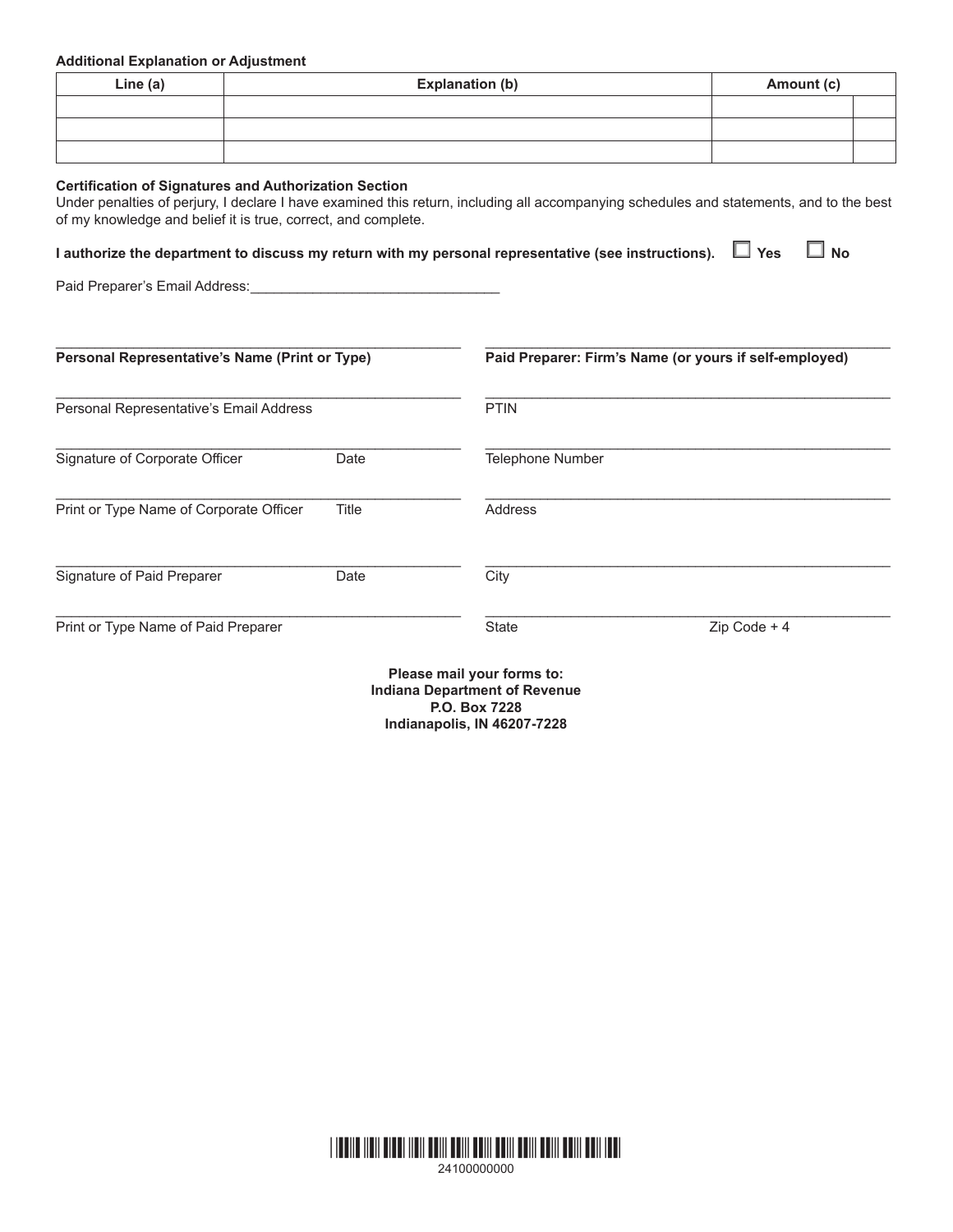**Additional Explanation or Adjustment**

| Line (a) | Explanation (b) | Amount (c) | |
|---|---|---|---|
| | | | |
| | | | |
| | | | |

**Certification of Signatures and Authorization Section**

Under penalties of perjury, I declare I have examined this return, including all accompanying schedules and statements, and to the best of my knowledge and belief it is true, correct, and complete.

**I authorize the department to discuss my return with my personal representative (see instructions).** ☐ **Yes** ☐ **No**

Paid Preparer's Email Address:________________________________

| | |
|---|---|
| **Personal Representative's Name (Print or Type)** | **Paid Preparer: Firm's Name (or yours if self-employed)** |
| Personal Representative's Email Address | PTIN |
| Signature of Corporate Officer    Date | Telephone Number |
| Print or Type Name of Corporate Officer    Title | Address |
| Signature of Paid Preparer    Date | City |
| Print or Type Name of Paid Preparer | State    Zip Code + 4 |

**Please mail your forms to:**
**Indiana Department of Revenue**
**P.O. Box 7228**
**Indianapolis, IN 46207-7228**

24100000000